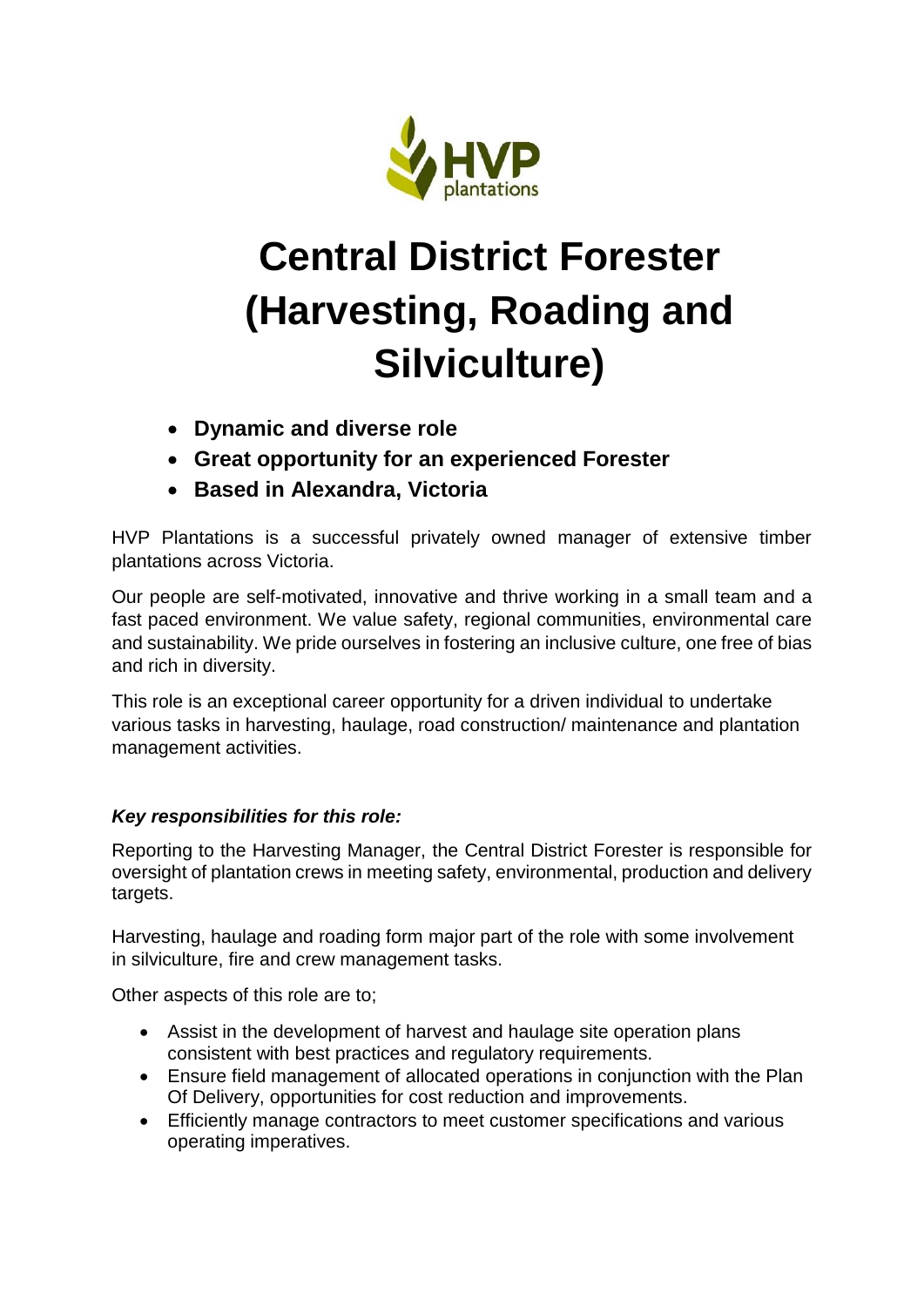# Central District Forester (Harvesting, Roading and Silviculture)

- **Dynamic and diverse role**
- **Great opportunity for an experienced Forester**
- **Based in Alexandra, Victoria**

HVP Plantations is a successful privately owned manager of extensive timber plantations across Victoria.

Our people are self-motivated, innovative and thrive working in a small team and a fast paced environment. We value safety, regional communities, environmental care and sustainability. We pride ourselves in fostering an inclusive culture, one free of bias and rich in diversity.

This role is an exceptional career opportunity for a driven individual to undertake various tasks in harvesting, haulage, road construction/ maintenance and plantation management activities.

***Key responsibilities for this role:***

Reporting to the Harvesting Manager, the Central District Forester is responsible for oversight of plantation crews in meeting safety, environmental, production and delivery targets.

Harvesting, haulage and roading form major part of the role with some involvement in silviculture, fire and crew management tasks.

Other aspects of this role are to;

- Assist in the development of harvest and haulage site operation plans consistent with best practices and regulatory requirements.
- Ensure field management of allocated operations in conjunction with the Plan Of Delivery, opportunities for cost reduction and improvements.
- Efficiently manage contractors to meet customer specifications and various operating imperatives.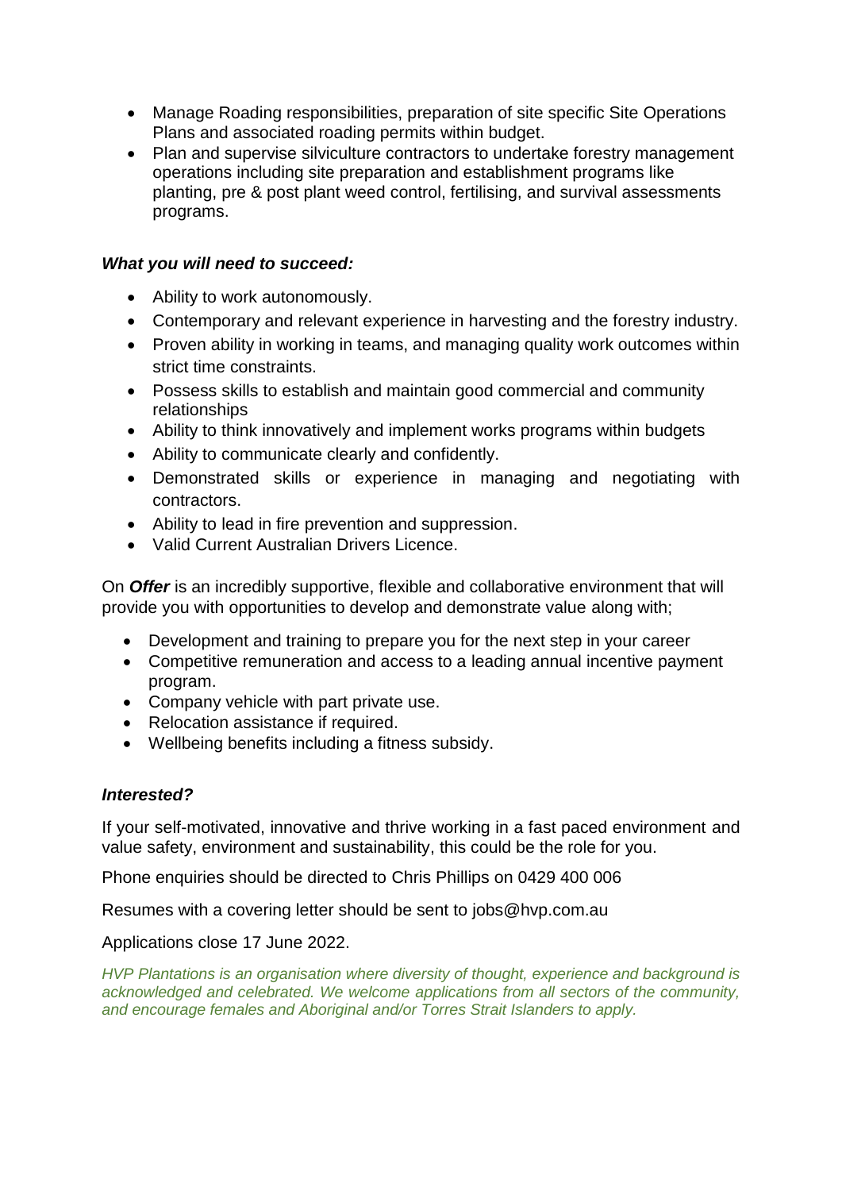- Manage Roading responsibilities, preparation of site specific Site Operations Plans and associated roading permits within budget.
- Plan and supervise silviculture contractors to undertake forestry management operations including site preparation and establishment programs like planting, pre & post plant weed control, fertilising, and survival assessments programs.

### ***What you will need to succeed:***

- Ability to work autonomously.
- Contemporary and relevant experience in harvesting and the forestry industry.
- Proven ability in working in teams, and managing quality work outcomes within strict time constraints.
- Possess skills to establish and maintain good commercial and community relationships
- Ability to think innovatively and implement works programs within budgets
- Ability to communicate clearly and confidently.
- Demonstrated skills or experience in managing and negotiating with contractors.
- Ability to lead in fire prevention and suppression.
- Valid Current Australian Drivers Licence.

On ***Offer*** is an incredibly supportive, flexible and collaborative environment that will provide you with opportunities to develop and demonstrate value along with;

- Development and training to prepare you for the next step in your career
- Competitive remuneration and access to a leading annual incentive payment program.
- Company vehicle with part private use.
- Relocation assistance if required.
- Wellbeing benefits including a fitness subsidy.

### ***Interested?***

If your self-motivated, innovative and thrive working in a fast paced environment and value safety, environment and sustainability, this could be the role for you.

Phone enquiries should be directed to Chris Phillips on 0429 400 006

Resumes with a covering letter should be sent to jobs@hvp.com.au

Applications close 17 June 2022.

*HVP Plantations is an organisation where diversity of thought, experience and background is acknowledged and celebrated. We welcome applications from all sectors of the community, and encourage females and Aboriginal and/or Torres Strait Islanders to apply.*